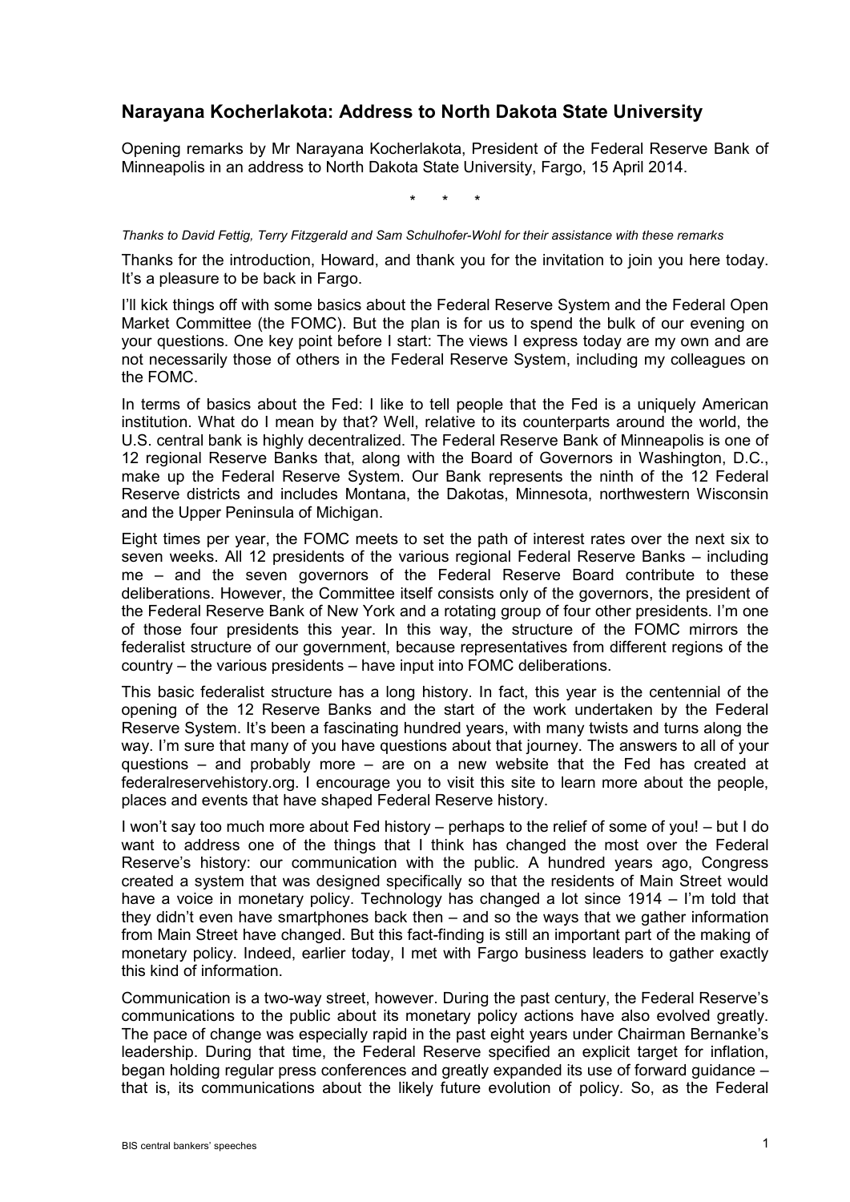## Narayana Kocherlakota: Address to North Dakota State University

Opening remarks by Mr Narayana Kocherlakota, President of the Federal Reserve Bank of Minneapolis in an address to North Dakota State University, Fargo, 15 April 2014.

\* \* \*

*Thanks to David Fettig, Terry Fitzgerald and Sam Schulhofer-Wohl for their assistance with these remarks*

Thanks for the introduction, Howard, and thank you for the invitation to join you here today. It's a pleasure to be back in Fargo.

I'll kick things off with some basics about the Federal Reserve System and the Federal Open Market Committee (the FOMC). But the plan is for us to spend the bulk of our evening on your questions. One key point before I start: The views I express today are my own and are not necessarily those of others in the Federal Reserve System, including my colleagues on the FOMC.

In terms of basics about the Fed: I like to tell people that the Fed is a uniquely American institution. What do I mean by that? Well, relative to its counterparts around the world, the U.S. central bank is highly decentralized. The Federal Reserve Bank of Minneapolis is one of 12 regional Reserve Banks that, along with the Board of Governors in Washington, D.C., make up the Federal Reserve System. Our Bank represents the ninth of the 12 Federal Reserve districts and includes Montana, the Dakotas, Minnesota, northwestern Wisconsin and the Upper Peninsula of Michigan.

Eight times per year, the FOMC meets to set the path of interest rates over the next six to seven weeks. All 12 presidents of the various regional Federal Reserve Banks – including me – and the seven governors of the Federal Reserve Board contribute to these deliberations. However, the Committee itself consists only of the governors, the president of the Federal Reserve Bank of New York and a rotating group of four other presidents. I'm one of those four presidents this year. In this way, the structure of the FOMC mirrors the federalist structure of our government, because representatives from different regions of the country – the various presidents – have input into FOMC deliberations.

This basic federalist structure has a long history. In fact, this year is the centennial of the opening of the 12 Reserve Banks and the start of the work undertaken by the Federal Reserve System. It's been a fascinating hundred years, with many twists and turns along the way. I'm sure that many of you have questions about that journey. The answers to all of your questions – and probably more – are on a new website that the Fed has created at federalreservehistory.org. I encourage you to visit this site to learn more about the people, places and events that have shaped Federal Reserve history.

I won't say too much more about Fed history – perhaps to the relief of some of you! – but I do want to address one of the things that I think has changed the most over the Federal Reserve's history: our communication with the public. A hundred years ago, Congress created a system that was designed specifically so that the residents of Main Street would have a voice in monetary policy. Technology has changed a lot since 1914 – I'm told that they didn't even have smartphones back then – and so the ways that we gather information from Main Street have changed. But this fact-finding is still an important part of the making of monetary policy. Indeed, earlier today, I met with Fargo business leaders to gather exactly this kind of information.

Communication is a two-way street, however. During the past century, the Federal Reserve's communications to the public about its monetary policy actions have also evolved greatly. The pace of change was especially rapid in the past eight years under Chairman Bernanke's leadership. During that time, the Federal Reserve specified an explicit target for inflation, began holding regular press conferences and greatly expanded its use of forward guidance – that is, its communications about the likely future evolution of policy. So, as the Federal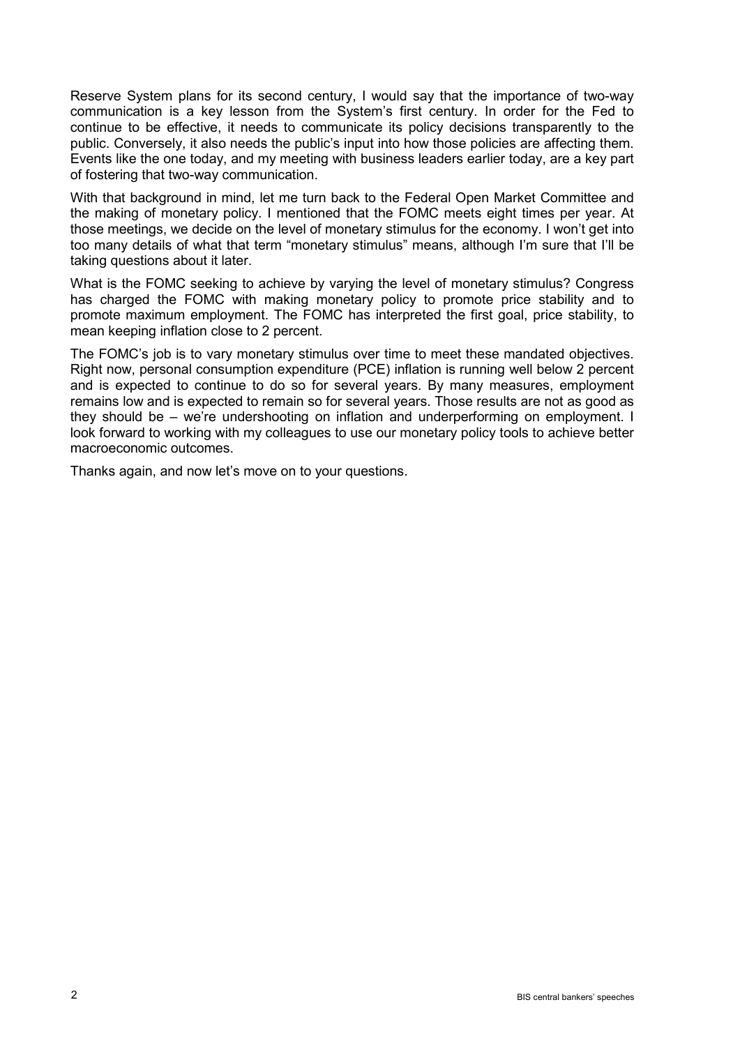Reserve System plans for its second century, I would say that the importance of two-way communication is a key lesson from the System's first century. In order for the Fed to continue to be effective, it needs to communicate its policy decisions transparently to the public. Conversely, it also needs the public's input into how those policies are affecting them. Events like the one today, and my meeting with business leaders earlier today, are a key part of fostering that two-way communication.

With that background in mind, let me turn back to the Federal Open Market Committee and the making of monetary policy. I mentioned that the FOMC meets eight times per year. At those meetings, we decide on the level of monetary stimulus for the economy. I won't get into too many details of what that term "monetary stimulus" means, although I'm sure that I'll be taking questions about it later.

What is the FOMC seeking to achieve by varying the level of monetary stimulus? Congress has charged the FOMC with making monetary policy to promote price stability and to promote maximum employment. The FOMC has interpreted the first goal, price stability, to mean keeping inflation close to 2 percent.

The FOMC's job is to vary monetary stimulus over time to meet these mandated objectives. Right now, personal consumption expenditure (PCE) inflation is running well below 2 percent and is expected to continue to do so for several years. By many measures, employment remains low and is expected to remain so for several years. Those results are not as good as they should be – we're undershooting on inflation and underperforming on employment. I look forward to working with my colleagues to use our monetary policy tools to achieve better macroeconomic outcomes.

Thanks again, and now let's move on to your questions.